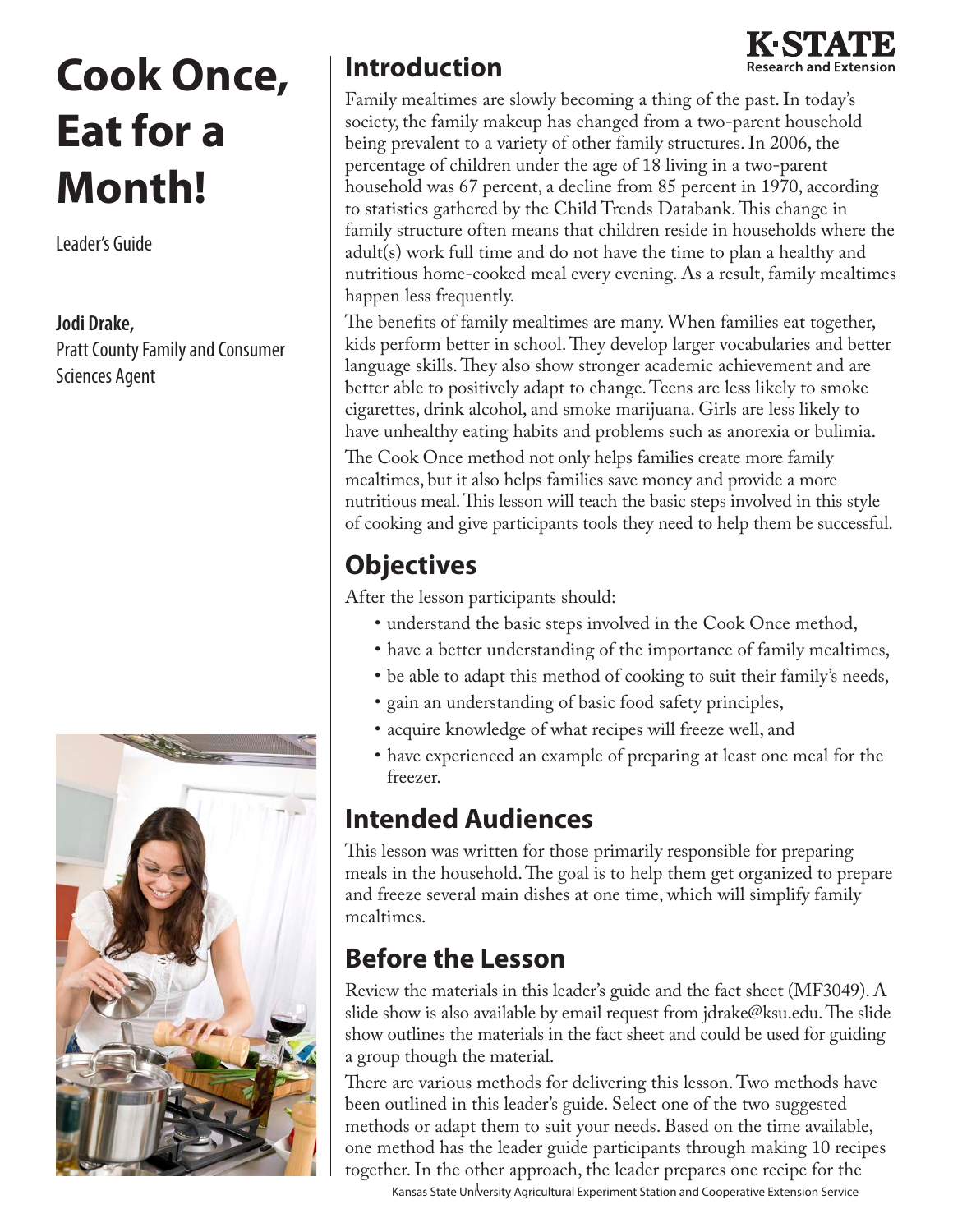# Cook Once, Eat for a Month!

Leader's Guide

**Jodi Drake,**
Pratt County Family and Consumer Sciences Agent

## Introduction

Family mealtimes are slowly becoming a thing of the past. In today's society, the family makeup has changed from a two-parent household being prevalent to a variety of other family structures. In 2006, the percentage of children under the age of 18 living in a two-parent household was 67 percent, a decline from 85 percent in 1970, according to statistics gathered by the Child Trends Databank. This change in family structure often means that children reside in households where the adult(s) work full time and do not have the time to plan a healthy and nutritious home-cooked meal every evening. As a result, family mealtimes happen less frequently.

The benefits of family mealtimes are many. When families eat together, kids perform better in school. They develop larger vocabularies and better language skills. They also show stronger academic achievement and are better able to positively adapt to change. Teens are less likely to smoke cigarettes, drink alcohol, and smoke marijuana. Girls are less likely to have unhealthy eating habits and problems such as anorexia or bulimia.

The Cook Once method not only helps families create more family mealtimes, but it also helps families save money and provide a more nutritious meal. This lesson will teach the basic steps involved in this style of cooking and give participants tools they need to help them be successful.

## Objectives

After the lesson participants should:

- understand the basic steps involved in the Cook Once method,
- have a better understanding of the importance of family mealtimes,
- be able to adapt this method of cooking to suit their family's needs,
- gain an understanding of basic food safety principles,
- acquire knowledge of what recipes will freeze well, and
- have experienced an example of preparing at least one meal for the freezer.

## Intended Audiences

This lesson was written for those primarily responsible for preparing meals in the household. The goal is to help them get organized to prepare and freeze several main dishes at one time, which will simplify family mealtimes.

## Before the Lesson

Review the materials in this leader's guide and the fact sheet (MF3049). A slide show is also available by email request from jdrake@ksu.edu. The slide show outlines the materials in the fact sheet and could be used for guiding a group though the material.

There are various methods for delivering this lesson. Two methods have been outlined in this leader's guide. Select one of the two suggested methods or adapt them to suit your needs. Based on the time available, one method has the leader guide participants through making 10 recipes together. In the other approach, the leader prepares one recipe for the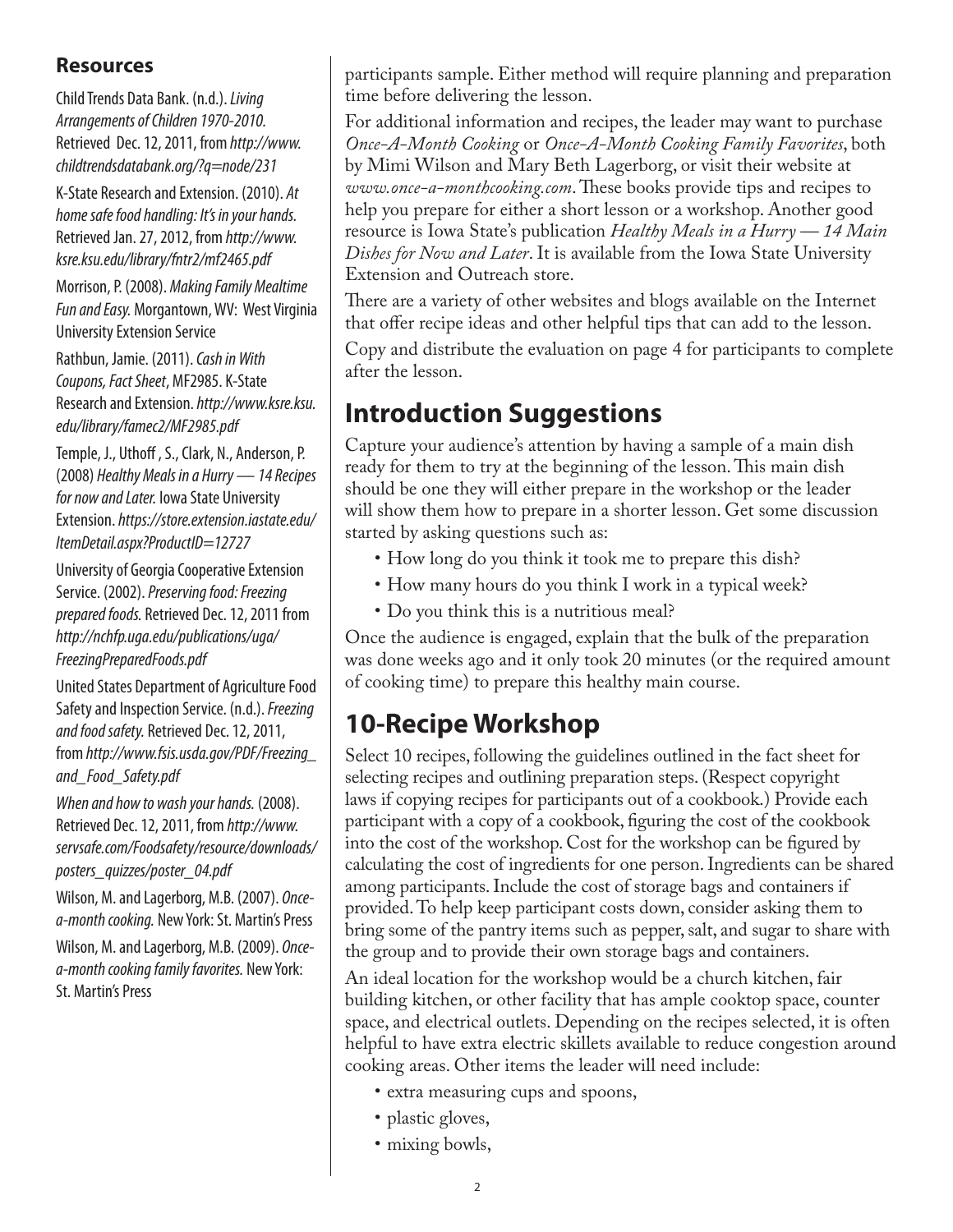## Resources

Child Trends Data Bank. (n.d.). *Living Arrangements of Children 1970-2010.* Retrieved Dec. 12, 2011, from *http://www.childtrendsdatabank.org/?q=node/231*

K-State Research and Extension. (2010). *At home safe food handling: It's in your hands.* Retrieved Jan. 27, 2012, from *http://www.ksre.ksu.edu/library/fntr2/mf2465.pdf*

Morrison, P. (2008). *Making Family Mealtime Fun and Easy.* Morgantown, WV: West Virginia University Extension Service

Rathbun, Jamie. (2011). *Cash in With Coupons, Fact Sheet*, MF2985. K-State Research and Extension. *http://www.ksre.ksu.edu/library/famec2/MF2985.pdf*

Temple, J., Uthoff, S., Clark, N., Anderson, P. (2008) *Healthy Meals in a Hurry — 14 Recipes for now and Later.* Iowa State University Extension. *https://store.extension.iastate.edu/ItemDetail.aspx?ProductID=12727*

University of Georgia Cooperative Extension Service. (2002). *Preserving food: Freezing prepared foods.* Retrieved Dec. 12, 2011 from *http://nchfp.uga.edu/publications/uga/FreezingPreparedFoods.pdf*

United States Department of Agriculture Food Safety and Inspection Service. (n.d.). *Freezing and food safety.* Retrieved Dec. 12, 2011, from *http://www.fsis.usda.gov/PDF/Freezing_and_Food_Safety.pdf*

*When and how to wash your hands.* (2008). Retrieved Dec. 12, 2011, from *http://www.servsafe.com/Foodsafety/resource/downloads/posters_quizzes/poster_04.pdf*

Wilson, M. and Lagerborg, M.B. (2007). *Once-a-month cooking.* New York: St. Martin's Press

Wilson, M. and Lagerborg, M.B. (2009). *Once-a-month cooking family favorites.* New York: St. Martin's Press

participants sample. Either method will require planning and preparation time before delivering the lesson.

For additional information and recipes, the leader may want to purchase *Once-A-Month Cooking* or *Once-A-Month Cooking Family Favorites*, both by Mimi Wilson and Mary Beth Lagerborg, or visit their website at *www.once-a-monthcooking.com*. These books provide tips and recipes to help you prepare for either a short lesson or a workshop. Another good resource is Iowa State's publication *Healthy Meals in a Hurry — 14 Main Dishes for Now and Later*. It is available from the Iowa State University Extension and Outreach store.

There are a variety of other websites and blogs available on the Internet that offer recipe ideas and other helpful tips that can add to the lesson.

Copy and distribute the evaluation on page 4 for participants to complete after the lesson.

# Introduction Suggestions

Capture your audience's attention by having a sample of a main dish ready for them to try at the beginning of the lesson. This main dish should be one they will either prepare in the workshop or the leader will show them how to prepare in a shorter lesson. Get some discussion started by asking questions such as:

- How long do you think it took me to prepare this dish?
- How many hours do you think I work in a typical week?
- Do you think this is a nutritious meal?

Once the audience is engaged, explain that the bulk of the preparation was done weeks ago and it only took 20 minutes (or the required amount of cooking time) to prepare this healthy main course.

# 10-Recipe Workshop

Select 10 recipes, following the guidelines outlined in the fact sheet for selecting recipes and outlining preparation steps. (Respect copyright laws if copying recipes for participants out of a cookbook.) Provide each participant with a copy of a cookbook, figuring the cost of the cookbook into the cost of the workshop. Cost for the workshop can be figured by calculating the cost of ingredients for one person. Ingredients can be shared among participants. Include the cost of storage bags and containers if provided. To help keep participant costs down, consider asking them to bring some of the pantry items such as pepper, salt, and sugar to share with the group and to provide their own storage bags and containers.

An ideal location for the workshop would be a church kitchen, fair building kitchen, or other facility that has ample cooktop space, counter space, and electrical outlets. Depending on the recipes selected, it is often helpful to have extra electric skillets available to reduce congestion around cooking areas. Other items the leader will need include:

- extra measuring cups and spoons,
- plastic gloves,
- mixing bowls,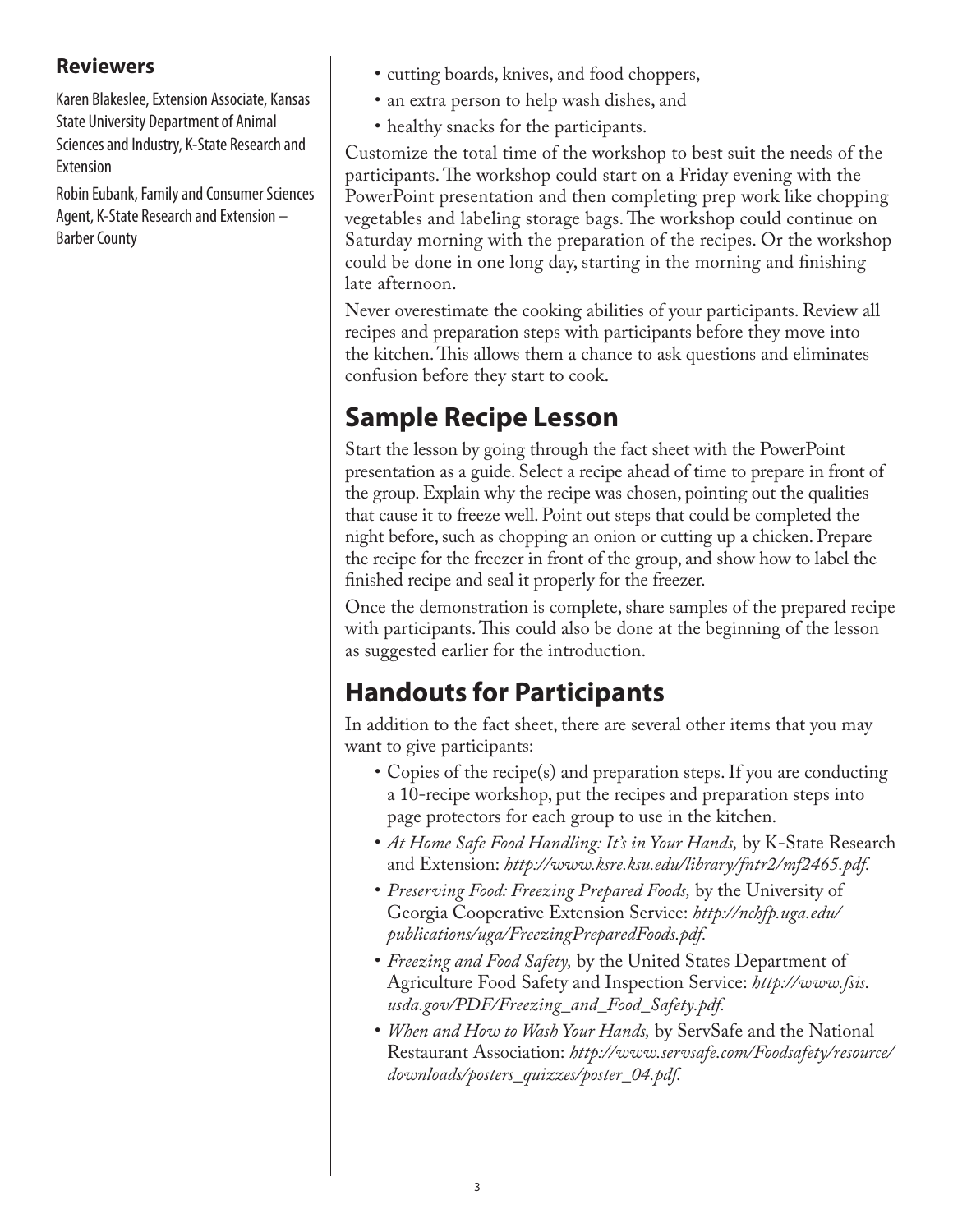## Reviewers

Karen Blakeslee, Extension Associate, Kansas State University Department of Animal Sciences and Industry, K-State Research and Extension

Robin Eubank, Family and Consumer Sciences Agent, K-State Research and Extension – Barber County

- cutting boards, knives, and food choppers,
- an extra person to help wash dishes, and
- healthy snacks for the participants.

Customize the total time of the workshop to best suit the needs of the participants. The workshop could start on a Friday evening with the PowerPoint presentation and then completing prep work like chopping vegetables and labeling storage bags. The workshop could continue on Saturday morning with the preparation of the recipes. Or the workshop could be done in one long day, starting in the morning and finishing late afternoon.

Never overestimate the cooking abilities of your participants. Review all recipes and preparation steps with participants before they move into the kitchen. This allows them a chance to ask questions and eliminates confusion before they start to cook.

## Sample Recipe Lesson

Start the lesson by going through the fact sheet with the PowerPoint presentation as a guide. Select a recipe ahead of time to prepare in front of the group. Explain why the recipe was chosen, pointing out the qualities that cause it to freeze well. Point out steps that could be completed the night before, such as chopping an onion or cutting up a chicken. Prepare the recipe for the freezer in front of the group, and show how to label the finished recipe and seal it properly for the freezer.

Once the demonstration is complete, share samples of the prepared recipe with participants. This could also be done at the beginning of the lesson as suggested earlier for the introduction.

## Handouts for Participants

In addition to the fact sheet, there are several other items that you may want to give participants:

- Copies of the recipe(s) and preparation steps. If you are conducting a 10-recipe workshop, put the recipes and preparation steps into page protectors for each group to use in the kitchen.
- *At Home Safe Food Handling: It's in Your Hands,* by K-State Research and Extension: *http://www.ksre.ksu.edu/library/fntr2/mf2465.pdf.*
- *Preserving Food: Freezing Prepared Foods,* by the University of Georgia Cooperative Extension Service: *http://nchfp.uga.edu/publications/uga/FreezingPreparedFoods.pdf.*
- *Freezing and Food Safety,* by the United States Department of Agriculture Food Safety and Inspection Service: *http://www.fsis.usda.gov/PDF/Freezing_and_Food_Safety.pdf.*
- *When and How to Wash Your Hands,* by ServSafe and the National Restaurant Association: *http://www.servsafe.com/Foodsafety/resource/downloads/posters_quizzes/poster_04.pdf.*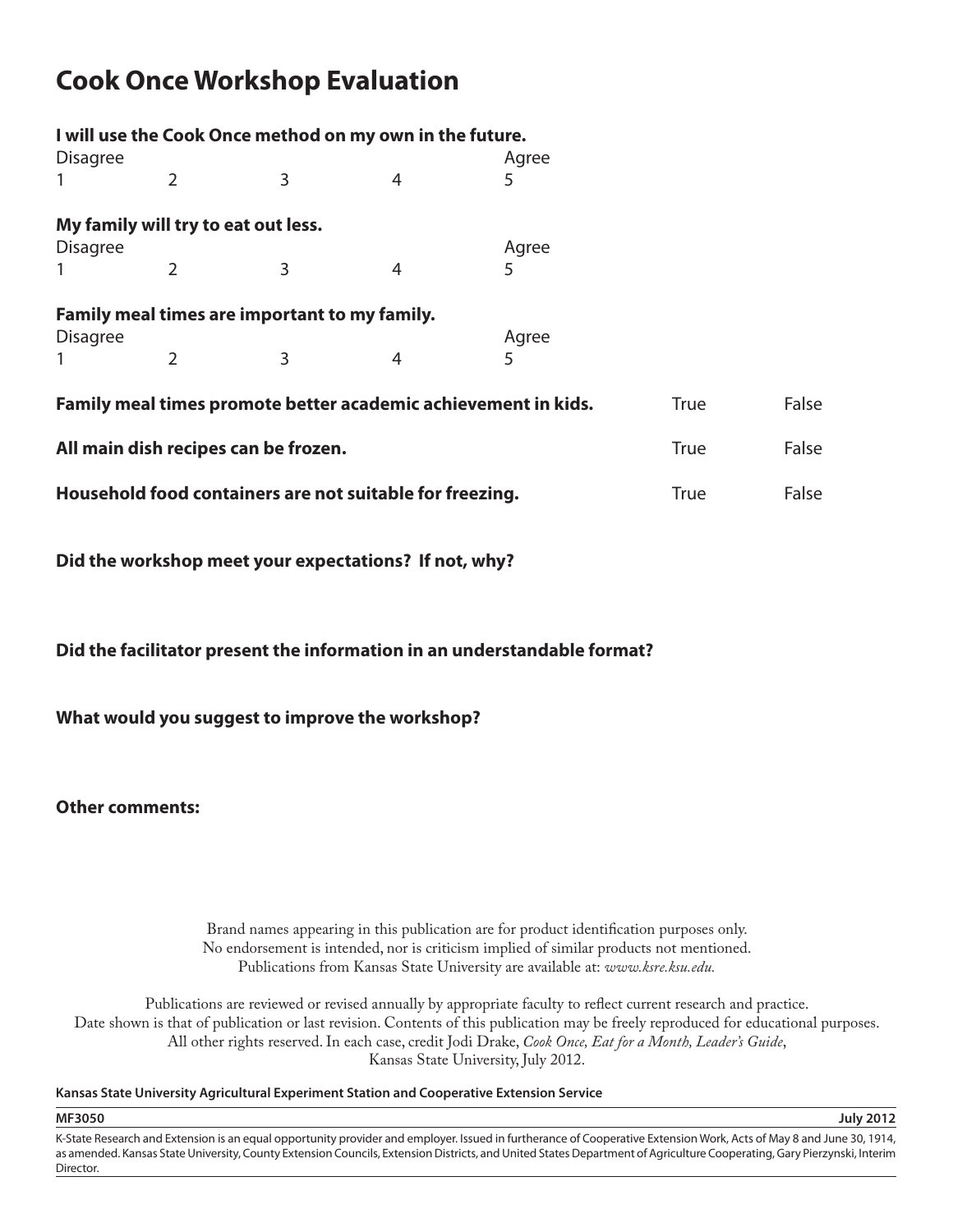# Cook Once Workshop Evaluation

**I will use the Cook Once method on my own in the future.**

| Disagree | | | | Agree |
|---|---|---|---|---|
| 1 | 2 | 3 | 4 | 5 |

**My family will try to eat out less.**

| Disagree | | | | Agree |
|---|---|---|---|---|
| 1 | 2 | 3 | 4 | 5 |

**Family meal times are important to my family.**

| Disagree | | | | Agree |
|---|---|---|---|---|
| 1 | 2 | 3 | 4 | 5 |

| | | |
|---|---|---|
| **Family meal times promote better academic achievement in kids.** | True | False |
| **All main dish recipes can be frozen.** | True | False |
| **Household food containers are not suitable for freezing.** | True | False |

**Did the workshop meet your expectations? If not, why?**

**Did the facilitator present the information in an understandable format?**

**What would you suggest to improve the workshop?**

**Other comments:**

Brand names appearing in this publication are for product identification purposes only.
No endorsement is intended, nor is criticism implied of similar products not mentioned.
Publications from Kansas State University are available at: *www.ksre.ksu.edu.*

Publications are reviewed or revised annually by appropriate faculty to reflect current research and practice.
Date shown is that of publication or last revision. Contents of this publication may be freely reproduced for educational purposes.
All other rights reserved. In each case, credit Jodi Drake, *Cook Once, Eat for a Month, Leader's Guide*,
Kansas State University, July 2012.

**Kansas State University Agricultural Experiment Station and Cooperative Extension Service**

**MF3050** **July 2012**

K-State Research and Extension is an equal opportunity provider and employer. Issued in furtherance of Cooperative Extension Work, Acts of May 8 and June 30, 1914, as amended. Kansas State University, County Extension Councils, Extension Districts, and United States Department of Agriculture Cooperating, Gary Pierzynski, Interim Director.